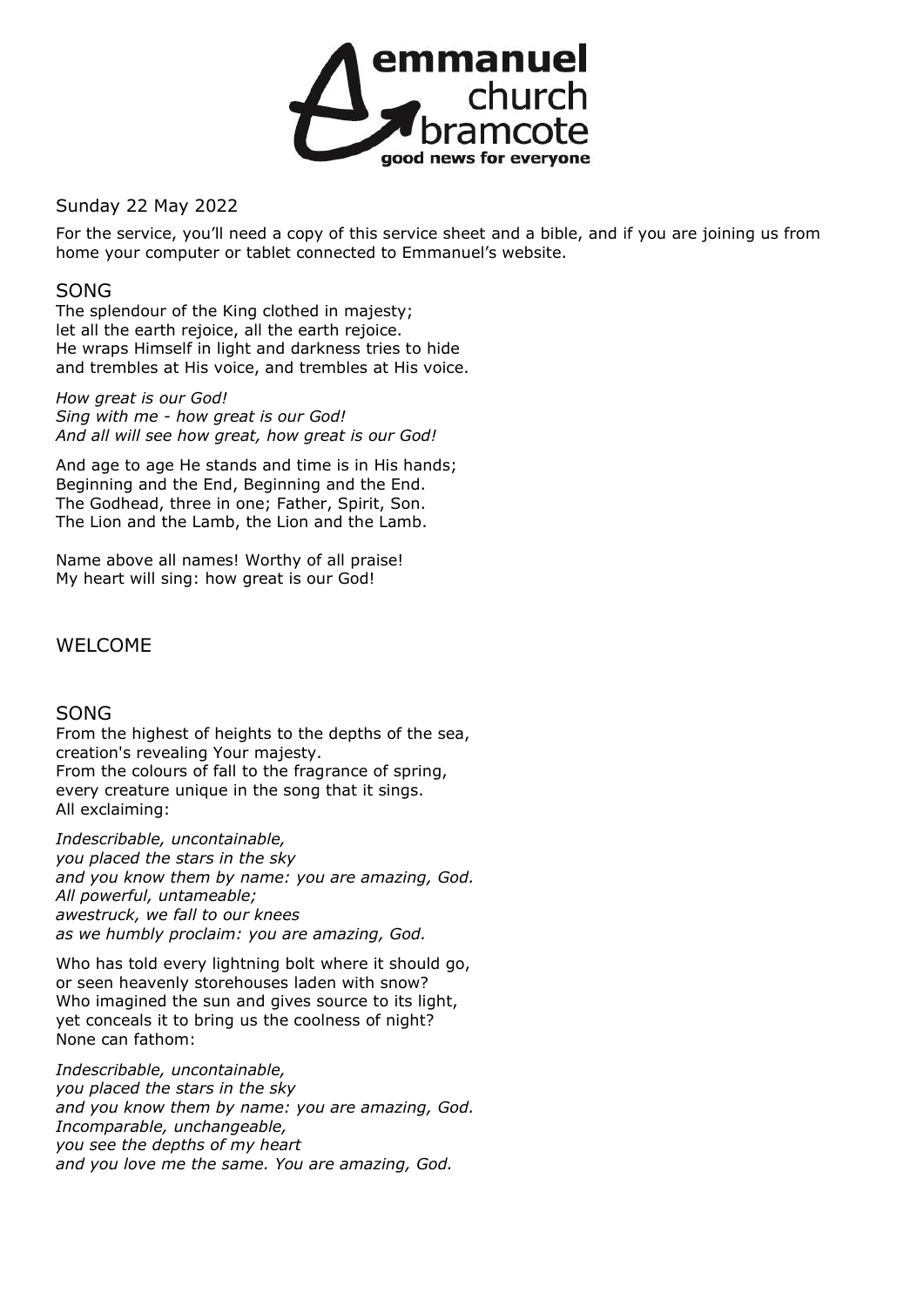emmanuel church bramcote
good news for everyone

Sunday 22 May 2022

For the service, you'll need a copy of this service sheet and a bible, and if you are joining us from home your computer or tablet connected to Emmanuel's website.

## SONG

The splendour of the King clothed in majesty;
let all the earth rejoice, all the earth rejoice.
He wraps Himself in light and darkness tries to hide
and trembles at His voice, and trembles at His voice.

*How great is our God!*
*Sing with me - how great is our God!*
*And all will see how great, how great is our God!*

And age to age He stands and time is in His hands;
Beginning and the End, Beginning and the End.
The Godhead, three in one; Father, Spirit, Son.
The Lion and the Lamb, the Lion and the Lamb.

Name above all names! Worthy of all praise!
My heart will sing: how great is our God!

## WELCOME

## SONG

From the highest of heights to the depths of the sea,
creation's revealing Your majesty.
From the colours of fall to the fragrance of spring,
every creature unique in the song that it sings.
All exclaiming:

*Indescribable, uncontainable,*
*you placed the stars in the sky*
*and you know them by name: you are amazing, God.*
*All powerful, untameable;*
*awestruck, we fall to our knees*
*as we humbly proclaim: you are amazing, God.*

Who has told every lightning bolt where it should go,
or seen heavenly storehouses laden with snow?
Who imagined the sun and gives source to its light,
yet conceals it to bring us the coolness of night?
None can fathom:

*Indescribable, uncontainable,*
*you placed the stars in the sky*
*and you know them by name: you are amazing, God.*
*Incomparable, unchangeable,*
*you see the depths of my heart*
*and you love me the same. You are amazing, God.*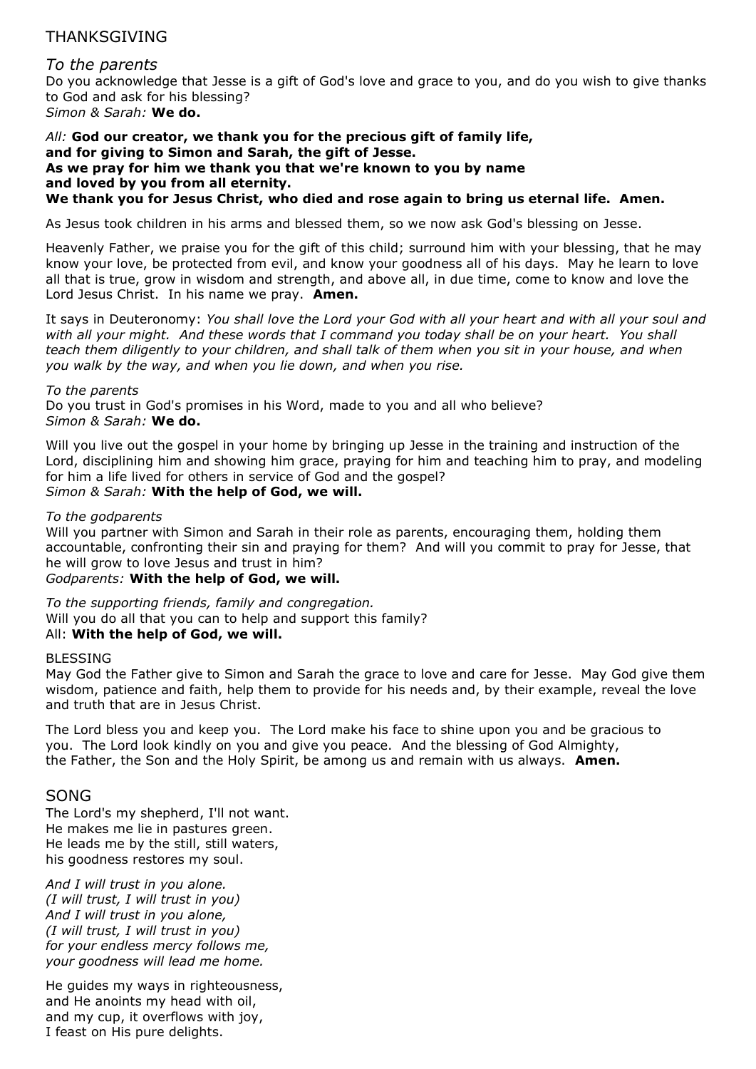## THANKSGIVING

### *To the parents*

Do you acknowledge that Jesse is a gift of God's love and grace to you, and do you wish to give thanks to God and ask for his blessing?
*Simon & Sarah:* **We do.**

*All:* **God our creator, we thank you for the precious gift of family life,
and for giving to Simon and Sarah, the gift of Jesse.
As we pray for him we thank you that we're known to you by name
and loved by you from all eternity.
We thank you for Jesus Christ, who died and rose again to bring us eternal life. Amen.**

As Jesus took children in his arms and blessed them, so we now ask God's blessing on Jesse.

Heavenly Father, we praise you for the gift of this child; surround him with your blessing, that he may know your love, be protected from evil, and know your goodness all of his days. May he learn to love all that is true, grow in wisdom and strength, and above all, in due time, come to know and love the Lord Jesus Christ. In his name we pray. **Amen.**

It says in Deuteronomy: *You shall love the Lord your God with all your heart and with all your soul and with all your might. And these words that I command you today shall be on your heart. You shall teach them diligently to your children, and shall talk of them when you sit in your house, and when you walk by the way, and when you lie down, and when you rise.*

*To the parents*
Do you trust in God's promises in his Word, made to you and all who believe?
*Simon & Sarah:* **We do.**

Will you live out the gospel in your home by bringing up Jesse in the training and instruction of the Lord, disciplining him and showing him grace, praying for him and teaching him to pray, and modeling for him a life lived for others in service of God and the gospel?
*Simon & Sarah:* **With the help of God, we will.**

*To the godparents*
Will you partner with Simon and Sarah in their role as parents, encouraging them, holding them accountable, confronting their sin and praying for them? And will you commit to pray for Jesse, that he will grow to love Jesus and trust in him?
*Godparents:* **With the help of God, we will.**

*To the supporting friends, family and congregation.*
Will you do all that you can to help and support this family?
All: **With the help of God, we will.**

BLESSING
May God the Father give to Simon and Sarah the grace to love and care for Jesse. May God give them wisdom, patience and faith, help them to provide for his needs and, by their example, reveal the love and truth that are in Jesus Christ.

The Lord bless you and keep you. The Lord make his face to shine upon you and be gracious to you. The Lord look kindly on you and give you peace. And the blessing of God Almighty, the Father, the Son and the Holy Spirit, be among us and remain with us always. **Amen.**

## SONG

The Lord's my shepherd, I'll not want.
He makes me lie in pastures green.
He leads me by the still, still waters,
his goodness restores my soul.

*And I will trust in you alone.
(I will trust, I will trust in you)
And I will trust in you alone,
(I will trust, I will trust in you)
for your endless mercy follows me,
your goodness will lead me home.*

He guides my ways in righteousness,
and He anoints my head with oil,
and my cup, it overflows with joy,
I feast on His pure delights.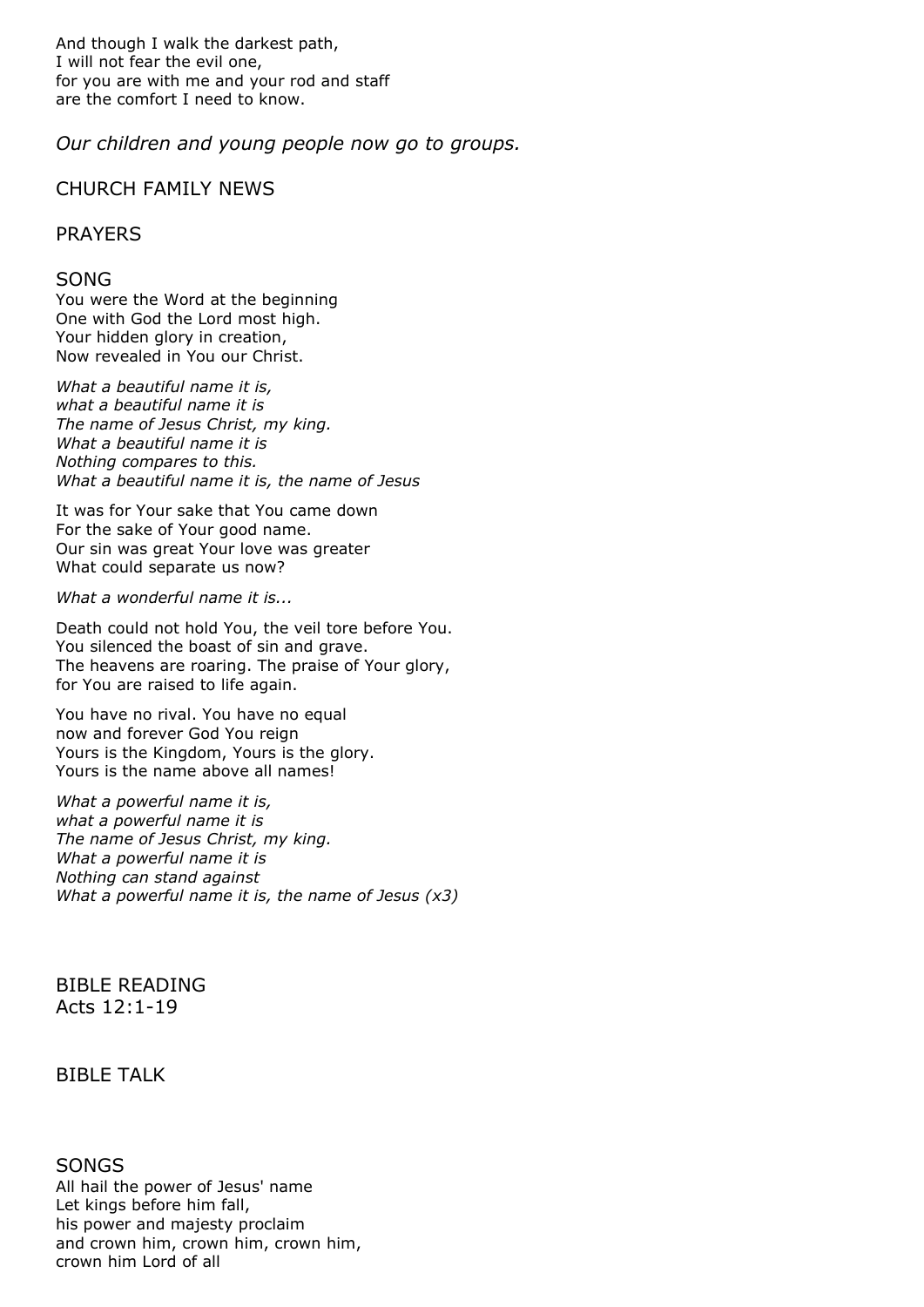And though I walk the darkest path,
I will not fear the evil one,
for you are with me and your rod and staff
are the comfort I need to know.

*Our children and young people now go to groups.*

## CHURCH FAMILY NEWS

## PRAYERS

## SONG

You were the Word at the beginning
One with God the Lord most high.
Your hidden glory in creation,
Now revealed in You our Christ.

*What a beautiful name it is,*
*what a beautiful name it is*
*The name of Jesus Christ, my king.*
*What a beautiful name it is*
*Nothing compares to this.*
*What a beautiful name it is, the name of Jesus*

It was for Your sake that You came down
For the sake of Your good name.
Our sin was great Your love was greater
What could separate us now?

*What a wonderful name it is...*

Death could not hold You, the veil tore before You.
You silenced the boast of sin and grave.
The heavens are roaring. The praise of Your glory,
for You are raised to life again.

You have no rival. You have no equal
now and forever God You reign
Yours is the Kingdom, Yours is the glory.
Yours is the name above all names!

*What a powerful name it is,*
*what a powerful name it is*
*The name of Jesus Christ, my king.*
*What a powerful name it is*
*Nothing can stand against*
*What a powerful name it is, the name of Jesus (x3)*

## BIBLE READING

Acts 12:1-19

## BIBLE TALK

## SONGS

All hail the power of Jesus' name
Let kings before him fall,
his power and majesty proclaim
and crown him, crown him, crown him,
crown him Lord of all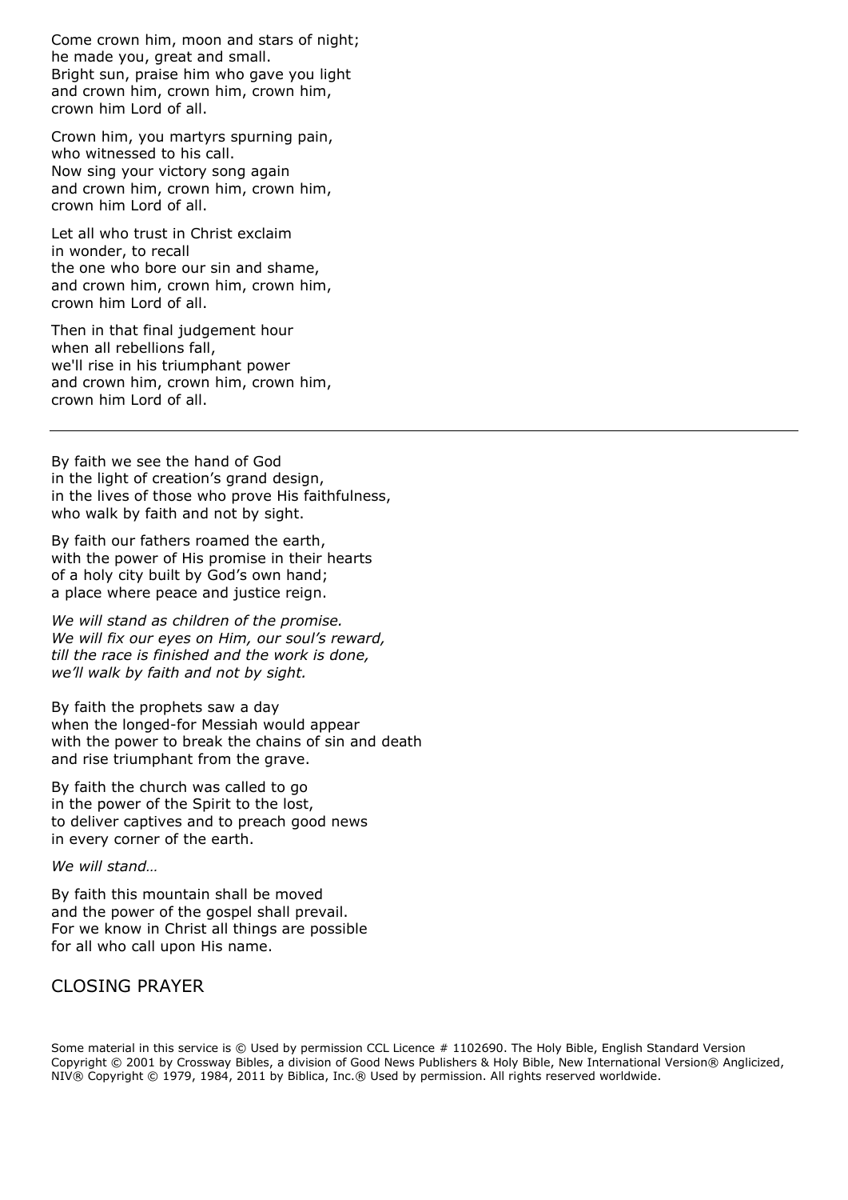Come crown him, moon and stars of night;
he made you, great and small.
Bright sun, praise him who gave you light
and crown him, crown him, crown him,
crown him Lord of all.

Crown him, you martyrs spurning pain,
who witnessed to his call.
Now sing your victory song again
and crown him, crown him, crown him,
crown him Lord of all.

Let all who trust in Christ exclaim
in wonder, to recall
the one who bore our sin and shame,
and crown him, crown him, crown him,
crown him Lord of all.

Then in that final judgement hour
when all rebellions fall,
we'll rise in his triumphant power
and crown him, crown him, crown him,
crown him Lord of all.

---

By faith we see the hand of God
in the light of creation's grand design,
in the lives of those who prove His faithfulness,
who walk by faith and not by sight.

By faith our fathers roamed the earth,
with the power of His promise in their hearts
of a holy city built by God's own hand;
a place where peace and justice reign.

*We will stand as children of the promise.*
*We will fix our eyes on Him, our soul's reward,*
*till the race is finished and the work is done,*
*we'll walk by faith and not by sight.*

By faith the prophets saw a day
when the longed-for Messiah would appear
with the power to break the chains of sin and death
and rise triumphant from the grave.

By faith the church was called to go
in the power of the Spirit to the lost,
to deliver captives and to preach good news
in every corner of the earth.

*We will stand…*

By faith this mountain shall be moved
and the power of the gospel shall prevail.
For we know in Christ all things are possible
for all who call upon His name.

## CLOSING PRAYER

Some material in this service is © Used by permission CCL Licence # 1102690. The Holy Bible, English Standard Version Copyright © 2001 by Crossway Bibles, a division of Good News Publishers & Holy Bible, New International Version® Anglicized, NIV® Copyright © 1979, 1984, 2011 by Biblica, Inc.® Used by permission. All rights reserved worldwide.